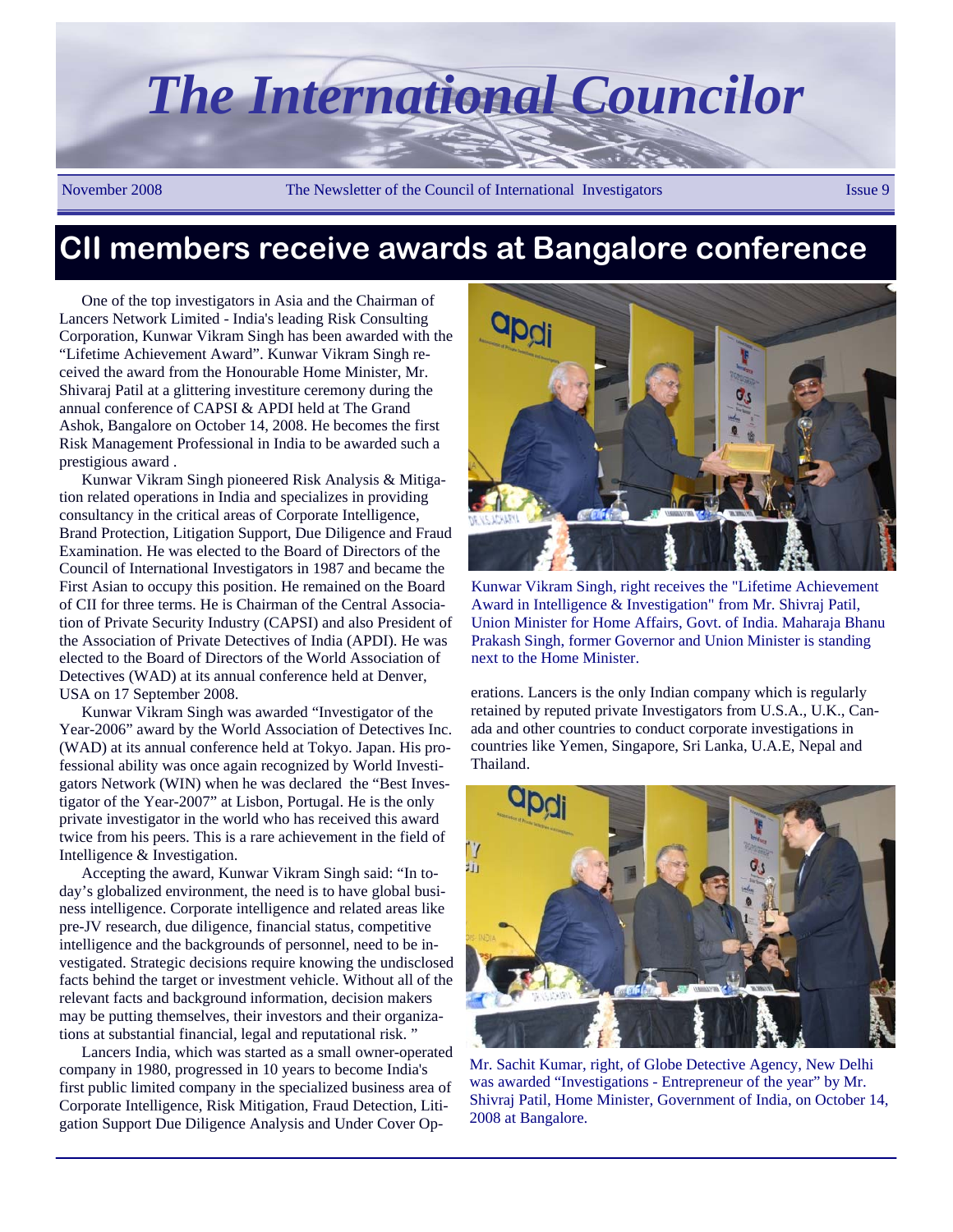# The International Councilor

November 2008 — The Newsletter of the Council of International Investigators — Issue 9

## CII members receive awards at Bangalore conference

One of the top investigators in Asia and the Chairman of Lancers Network Limited - India's leading Risk Consulting Corporation, Kunwar Vikram Singh has been awarded with the "Lifetime Achievement Award". Kunwar Vikram Singh received the award from the Honourable Home Minister, Mr. Shivaraj Patil at a glittering investiture ceremony during the annual conference of CAPSI & APDI held at The Grand Ashok, Bangalore on October 14, 2008. He becomes the first Risk Management Professional in India to be awarded such a prestigious award .

Kunwar Vikram Singh pioneered Risk Analysis & Mitigation related operations in India and specializes in providing consultancy in the critical areas of Corporate Intelligence, Brand Protection, Litigation Support, Due Diligence and Fraud Examination. He was elected to the Board of Directors of the Council of International Investigators in 1987 and became the First Asian to occupy this position. He remained on the Board of CII for three terms. He is Chairman of the Central Association of Private Security Industry (CAPSI) and also President of the Association of Private Detectives of India (APDI). He was elected to the Board of Directors of the World Association of Detectives (WAD) at its annual conference held at Denver, USA on 17 September 2008.

Kunwar Vikram Singh was awarded "Investigator of the Year-2006" award by the World Association of Detectives Inc. (WAD) at its annual conference held at Tokyo. Japan. His professional ability was once again recognized by World Investigators Network (WIN) when he was declared the "Best Investigator of the Year-2007" at Lisbon, Portugal. He is the only private investigator in the world who has received this award twice from his peers. This is a rare achievement in the field of Intelligence & Investigation.

Accepting the award, Kunwar Vikram Singh said: "In today's globalized environment, the need is to have global business intelligence. Corporate intelligence and related areas like pre-JV research, due diligence, financial status, competitive intelligence and the backgrounds of personnel, need to be investigated. Strategic decisions require knowing the undisclosed facts behind the target or investment vehicle. Without all of the relevant facts and background information, decision makers may be putting themselves, their investors and their organizations at substantial financial, legal and reputational risk. "

Lancers India, which was started as a small owner-operated company in 1980, progressed in 10 years to become India's first public limited company in the specialized business area of Corporate Intelligence, Risk Mitigation, Fraud Detection, Litigation Support Due Diligence Analysis and Under Cover Operations. Lancers is the only Indian company which is regularly retained by reputed private Investigators from U.S.A., U.K., Canada and other countries to conduct corporate investigations in countries like Yemen, Singapore, Sri Lanka, U.A.E, Nepal and Thailand.

Kunwar Vikram Singh, right receives the "Lifetime Achievement Award in Intelligence & Investigation" from Mr. Shivraj Patil, Union Minister for Home Affairs, Govt. of India. Maharaja Bhanu Prakash Singh, former Governor and Union Minister is standing next to the Home Minister.

Mr. Sachit Kumar, right, of Globe Detective Agency, New Delhi was awarded "Investigations - Entrepreneur of the year" by Mr. Shivraj Patil, Home Minister, Government of India, on October 14, 2008 at Bangalore.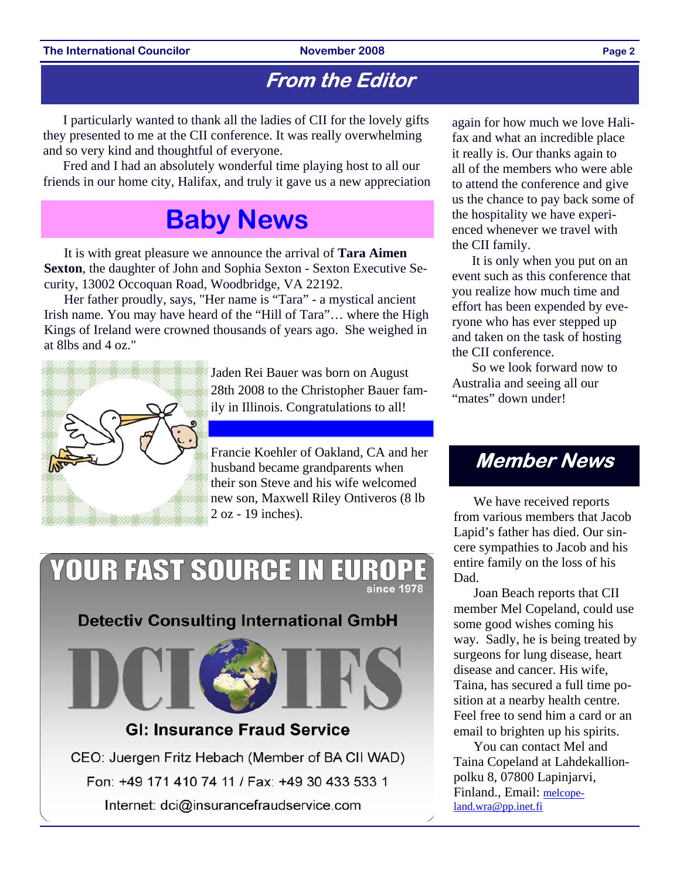## From the Editor

I particularly wanted to thank all the ladies of CII for the lovely gifts they presented to me at the CII conference. It was really overwhelming and so very kind and thoughtful of everyone.

Fred and I had an absolutely wonderful time playing host to all our friends in our home city, Halifax, and truly it gave us a new appreciation again for how much we love Halifax and what an incredible place it really is. Our thanks again to all of the members who were able to attend the conference and give us the chance to pay back some of the hospitality we have experienced whenever we travel with the CII family.

It is only when you put on an event such as this conference that you realize how much time and effort has been expended by everyone who has ever stepped up and taken on the task of hosting the CII conference.

So we look forward now to Australia and seeing all our "mates" down under!

## Baby News

It is with great pleasure we announce the arrival of **Tara Aimen Sexton**, the daughter of John and Sophia Sexton - Sexton Executive Security, 13002 Occoquan Road, Woodbridge, VA 22192.

Her father proudly, says, "Her name is "Tara" - a mystical ancient Irish name. You may have heard of the "Hill of Tara"… where the High Kings of Ireland were crowned thousands of years ago. She weighed in at 8lbs and 4 oz."

Jaden Rei Bauer was born on August 28th 2008 to the Christopher Bauer family in Illinois. Congratulations to all!

Francie Koehler of Oakland, CA and her husband became grandparents when their son Steve and his wife welcomed new son, Maxwell Riley Ontiveros (8 lb 2 oz - 19 inches).

## Member News

We have received reports from various members that Jacob Lapid's father has died. Our sincere sympathies to Jacob and his entire family on the loss of his Dad.

Joan Beach reports that CII member Mel Copeland, could use some good wishes coming his way. Sadly, he is being treated by surgeons for lung disease, heart disease and cancer. His wife, Taina, has secured a full time position at a nearby health centre. Feel free to send him a card or an email to brighten up his spirits.

You can contact Mel and Taina Copeland at Lahdekallionpolku 8, 07800 Lapinjarvi, Finland., Email: melcopeland.wra@pp.inet.fi

---

**YOUR FAST SOURCE IN EUROPE** since 1978

**Detectiv Consulting International GmbH**

DCI IFS

**GI: Insurance Fraud Service**

CEO: Juergen Fritz Hebach (Member of BA CII WAD)

Fon: +49 171 410 74 11 / Fax: +49 30 433 533 1

Internet: dci@insurancefraudservice.com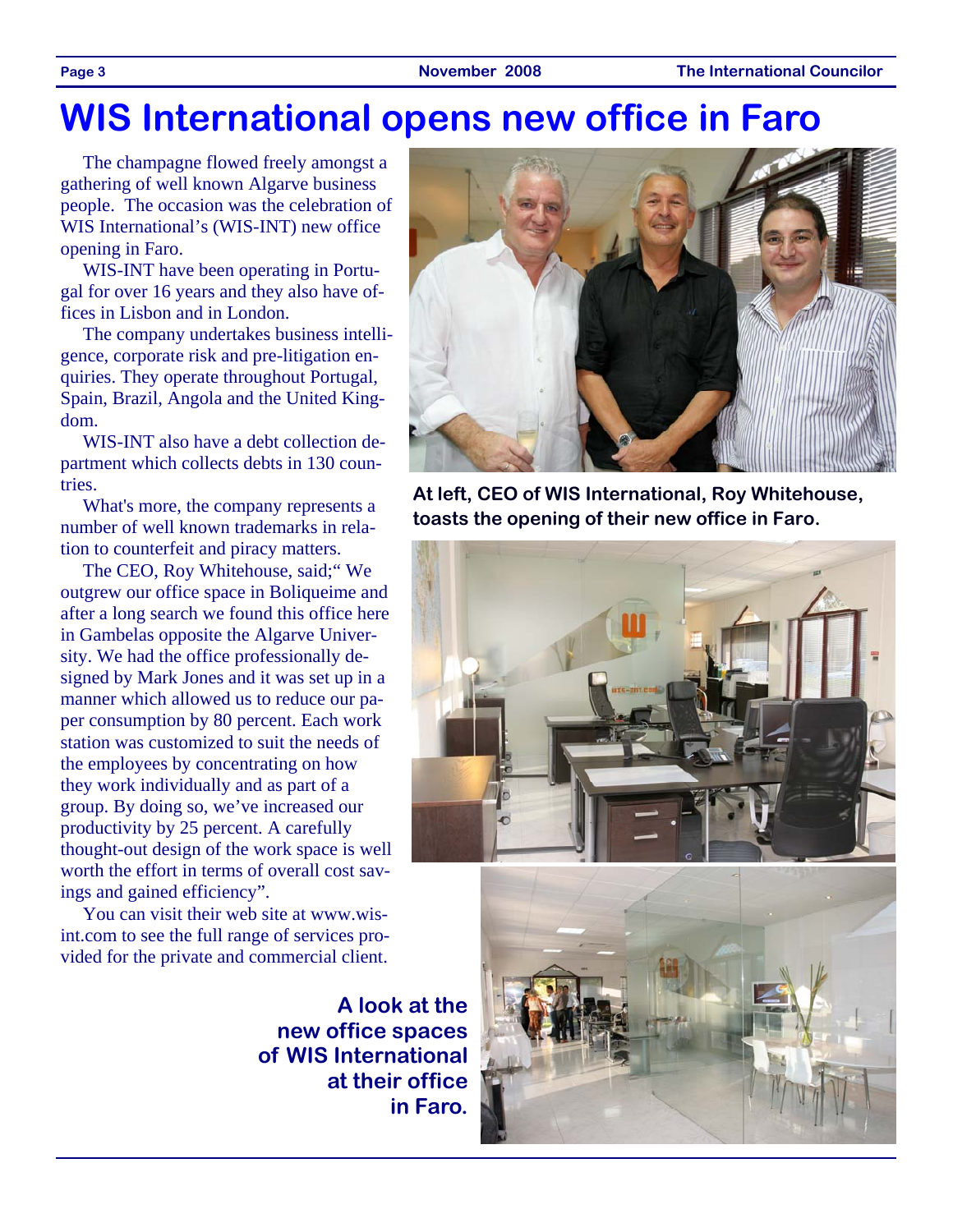# WIS International opens new office in Faro

The champagne flowed freely amongst a gathering of well known Algarve business people. The occasion was the celebration of WIS International's (WIS-INT) new office opening in Faro.

WIS-INT have been operating in Portugal for over 16 years and they also have offices in Lisbon and in London.

The company undertakes business intelligence, corporate risk and pre-litigation enquiries. They operate throughout Portugal, Spain, Brazil, Angola and the United Kingdom.

WIS-INT also have a debt collection department which collects debts in 130 countries.

What's more, the company represents a number of well known trademarks in relation to counterfeit and piracy matters.

The CEO, Roy Whitehouse, said;" We outgrew our office space in Boliqueime and after a long search we found this office here in Gambelas opposite the Algarve University. We had the office professionally designed by Mark Jones and it was set up in a manner which allowed us to reduce our paper consumption by 80 percent. Each work station was customized to suit the needs of the employees by concentrating on how they work individually and as part of a group. By doing so, we've increased our productivity by 25 percent. A carefully thought-out design of the work space is well worth the effort in terms of overall cost savings and gained efficiency".

You can visit their web site at www.wis-int.com to see the full range of services provided for the private and commercial client.

**At left, CEO of WIS International, Roy Whitehouse, toasts the opening of their new office in Faro.**

**A look at the new office spaces of WIS International at their office in Faro.**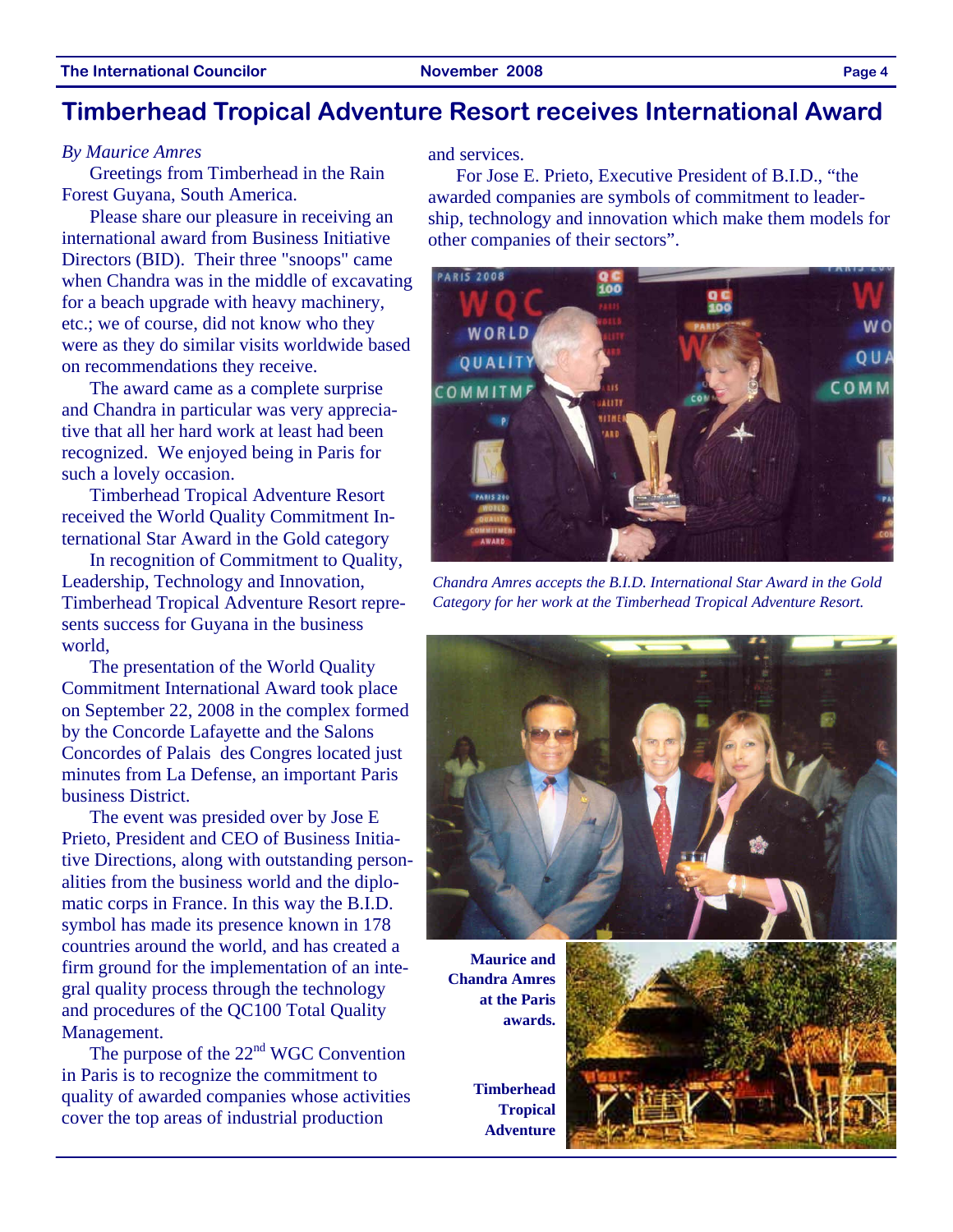# Timberhead Tropical Adventure Resort receives International Award

*By Maurice Amres*

Greetings from Timberhead in the Rain Forest Guyana, South America.

Please share our pleasure in receiving an international award from Business Initiative Directors (BID). Their three "snoops" came when Chandra was in the middle of excavating for a beach upgrade with heavy machinery, etc.; we of course, did not know who they were as they do similar visits worldwide based on recommendations they receive.

The award came as a complete surprise and Chandra in particular was very appreciative that all her hard work at least had been recognized. We enjoyed being in Paris for such a lovely occasion.

Timberhead Tropical Adventure Resort received the World Quality Commitment International Star Award in the Gold category

In recognition of Commitment to Quality, Leadership, Technology and Innovation, Timberhead Tropical Adventure Resort represents success for Guyana in the business world,

The presentation of the World Quality Commitment International Award took place on September 22, 2008 in the complex formed by the Concorde Lafayette and the Salons Concordes of Palais des Congres located just minutes from La Defense, an important Paris business District.

The event was presided over by Jose E Prieto, President and CEO of Business Initiative Directions, along with outstanding personalities from the business world and the diplomatic corps in France. In this way the B.I.D. symbol has made its presence known in 178 countries around the world, and has created a firm ground for the implementation of an integral quality process through the technology and procedures of the QC100 Total Quality Management.

The purpose of the 22nd WGC Convention in Paris is to recognize the commitment to quality of awarded companies whose activities cover the top areas of industrial production and services.

For Jose E. Prieto, Executive President of B.I.D., "the awarded companies are symbols of commitment to leadership, technology and innovation which make them models for other companies of their sectors".

*Chandra Amres accepts the B.I.D. International Star Award in the Gold Category for her work at the Timberhead Tropical Adventure Resort.*

**Maurice and Chandra Amres at the Paris awards.**

**Timberhead Tropical Adventure**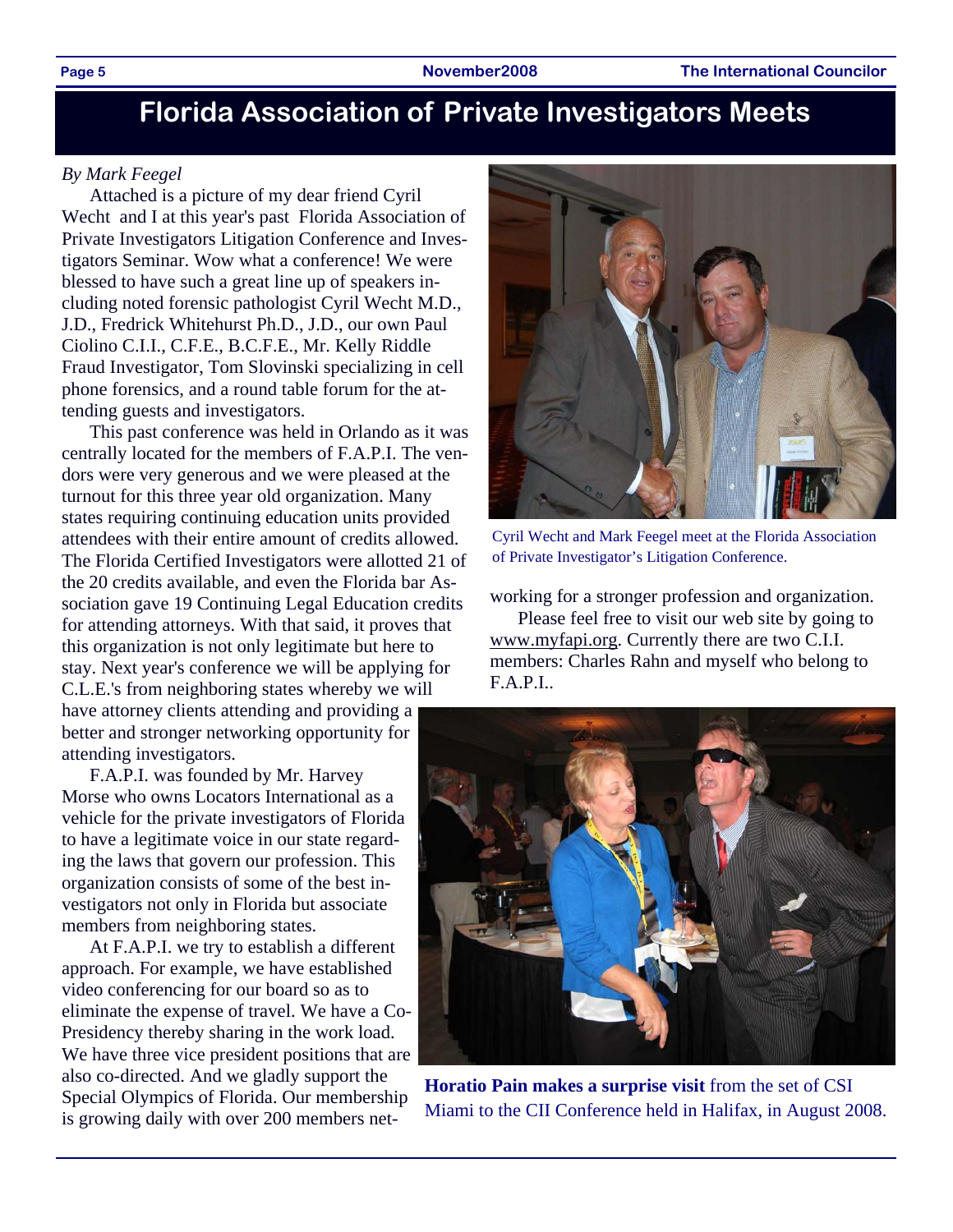// Florida Association of Private Investigators Meets

*By Mark Feegel*

Attached is a picture of my dear friend Cyril Wecht and I at this year's past Florida Association of Private Investigators Litigation Conference and Investigators Seminar. Wow what a conference! We were blessed to have such a great line up of speakers including noted forensic pathologist Cyril Wecht M.D., J.D., Fredrick Whitehurst Ph.D., J.D., our own Paul Ciolino C.I.I., C.F.E., B.C.F.E., Mr. Kelly Riddle Fraud Investigator, Tom Slovinski specializing in cell phone forensics, and a round table forum for the attending guests and investigators.

This past conference was held in Orlando as it was centrally located for the members of F.A.P.I. The vendors were very generous and we were pleased at the turnout for this three year old organization. Many states requiring continuing education units provided attendees with their entire amount of credits allowed. The Florida Certified Investigators were allotted 21 of the 20 credits available, and even the Florida bar Association gave 19 Continuing Legal Education credits for attending attorneys. With that said, it proves that this organization is not only legitimate but here to stay. Next year's conference we will be applying for C.L.E.'s from neighboring states whereby we will have attorney clients attending and providing a better and stronger networking opportunity for attending investigators.

F.A.P.I. was founded by Mr. Harvey Morse who owns Locators International as a vehicle for the private investigators of Florida to have a legitimate voice in our state regarding the laws that govern our profession. This organization consists of some of the best investigators not only in Florida but associate members from neighboring states.

At F.A.P.I. we try to establish a different approach. For example, we have established video conferencing for our board so as to eliminate the expense of travel. We have a Co-Presidency thereby sharing in the work load. We have three vice president positions that are also co-directed. And we gladly support the Special Olympics of Florida. Our membership is growing daily with over 200 members networking for a stronger profession and organization.

Please feel free to visit our web site by going to www.myfapi.org. Currently there are two C.I.I. members: Charles Rahn and myself who belong to F.A.P.I..

Cyril Wecht and Mark Feegel meet at the Florida Association of Private Investigator's Litigation Conference.

**Horatio Pain makes a surprise visit** from the set of CSI Miami to the CII Conference held in Halifax, in August 2008.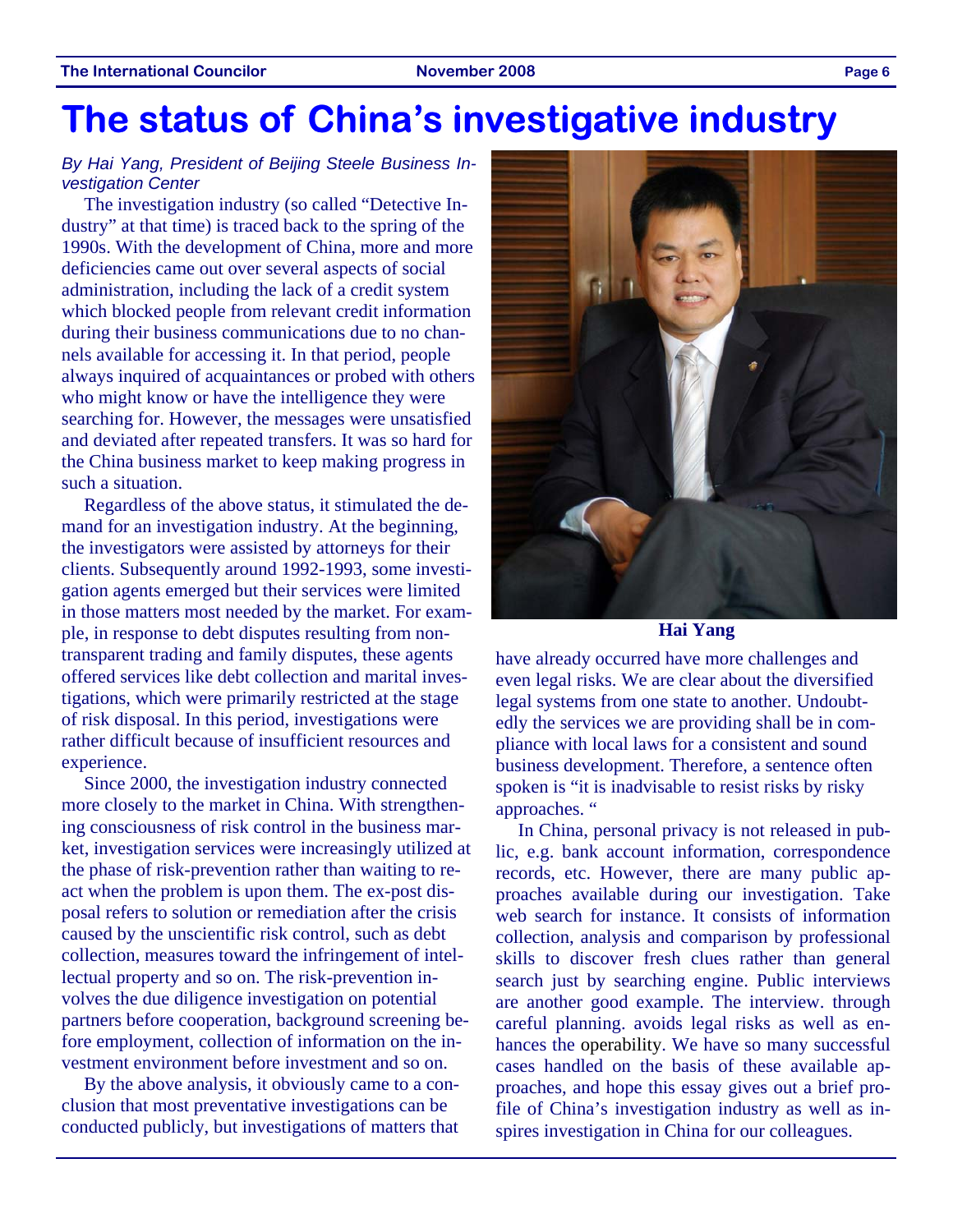# The status of China's investigative industry

*By Hai Yang, President of Beijing Steele Business Investigation Center*

The investigation industry (so called "Detective Industry" at that time) is traced back to the spring of the 1990s. With the development of China, more and more deficiencies came out over several aspects of social administration, including the lack of a credit system which blocked people from relevant credit information during their business communications due to no channels available for accessing it. In that period, people always inquired of acquaintances or probed with others who might know or have the intelligence they were searching for. However, the messages were unsatisfied and deviated after repeated transfers. It was so hard for the China business market to keep making progress in such a situation.

Regardless of the above status, it stimulated the demand for an investigation industry. At the beginning, the investigators were assisted by attorneys for their clients. Subsequently around 1992-1993, some investigation agents emerged but their services were limited in those matters most needed by the market. For example, in response to debt disputes resulting from non-transparent trading and family disputes, these agents offered services like debt collection and marital investigations, which were primarily restricted at the stage of risk disposal. In this period, investigations were rather difficult because of insufficient resources and experience.

Since 2000, the investigation industry connected more closely to the market in China. With strengthening consciousness of risk control in the business market, investigation services were increasingly utilized at the phase of risk-prevention rather than waiting to react when the problem is upon them. The ex-post disposal refers to solution or remediation after the crisis caused by the unscientific risk control, such as debt collection, measures toward the infringement of intellectual property and so on. The risk-prevention involves the due diligence investigation on potential partners before cooperation, background screening before employment, collection of information on the investment environment before investment and so on.

By the above analysis, it obviously came to a conclusion that most preventative investigations can be conducted publicly, but investigations of matters that have already occurred have more challenges and even legal risks. We are clear about the diversified legal systems from one state to another. Undoubtedly the services we are providing shall be in compliance with local laws for a consistent and sound business development. Therefore, a sentence often spoken is "it is inadvisable to resist risks by risky approaches. "

**Hai Yang**

In China, personal privacy is not released in public, e.g. bank account information, correspondence records, etc. However, there are many public approaches available during our investigation. Take web search for instance. It consists of information collection, analysis and comparison by professional skills to discover fresh clues rather than general search just by searching engine. Public interviews are another good example. The interview. through careful planning. avoids legal risks as well as enhances the operability. We have so many successful cases handled on the basis of these available approaches, and hope this essay gives out a brief profile of China's investigation industry as well as inspires investigation in China for our colleagues.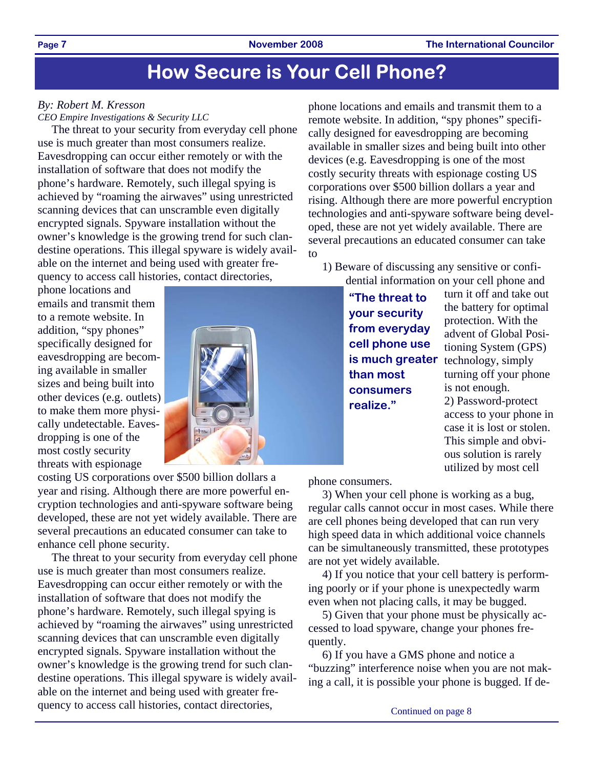# How Secure is Your Cell Phone?

*By: Robert M. Kresson*
*CEO Empire Investigations & Security LLC*

The threat to your security from everyday cell phone use is much greater than most consumers realize. Eavesdropping can occur either remotely or with the installation of software that does not modify the phone's hardware. Remotely, such illegal spying is achieved by "roaming the airwaves" using unrestricted scanning devices that can unscramble even digitally encrypted signals. Spyware installation without the owner's knowledge is the growing trend for such clandestine operations. This illegal spyware is widely available on the internet and being used with greater frequency to access call histories, contact directories, phone locations and emails and transmit them to a remote website. In addition, "spy phones" specifically designed for eavesdropping are becoming available in smaller sizes and being built into other devices (e.g. outlets) to make them more physically undetectable. Eavesdropping is one of the most costly security threats with espionage costing US corporations over $500 billion dollars a year and rising. Although there are more powerful encryption technologies and anti-spyware software being developed, these are not yet widely available. There are several precautions an educated consumer can take to enhance cell phone security.

The threat to your security from everyday cell phone use is much greater than most consumers realize. Eavesdropping can occur either remotely or with the installation of software that does not modify the phone's hardware. Remotely, such illegal spying is achieved by "roaming the airwaves" using unrestricted scanning devices that can unscramble even digitally encrypted signals. Spyware installation without the owner's knowledge is the growing trend for such clandestine operations. This illegal spyware is widely available on the internet and being used with greater frequency to access call histories, contact directories, phone locations and emails and transmit them to a remote website. In addition, "spy phones" specifically designed for eavesdropping are becoming available in smaller sizes and being built into other devices (e.g. Eavesdropping is one of the most costly security threats with espionage costing US corporations over $500 billion dollars a year and rising. Although there are more powerful encryption technologies and anti-spyware software being developed, these are not yet widely available. There are several precautions an educated consumer can take to

1) Beware of discussing any sensitive or confidential information on your cell phone and turn it off and take out the battery for optimal protection. With the advent of Global Positioning System (GPS) technology, simply turning off your phone is not enough.

**"The threat to your security from everyday cell phone use is much greater than most consumers realize."**

2) Password-protect access to your phone in case it is lost or stolen. This simple and obvious solution is rarely utilized by most cell phone consumers.

3) When your cell phone is working as a bug, regular calls cannot occur in most cases. While there are cell phones being developed that can run very high speed data in which additional voice channels can be simultaneously transmitted, these prototypes are not yet widely available.

4) If you notice that your cell battery is performing poorly or if your phone is unexpectedly warm even when not placing calls, it may be bugged.

5) Given that your phone must be physically accessed to load spyware, change your phones frequently.

6) If you have a GMS phone and notice a "buzzing" interference noise when you are not making a call, it is possible your phone is bugged. If de-

Continued on page 8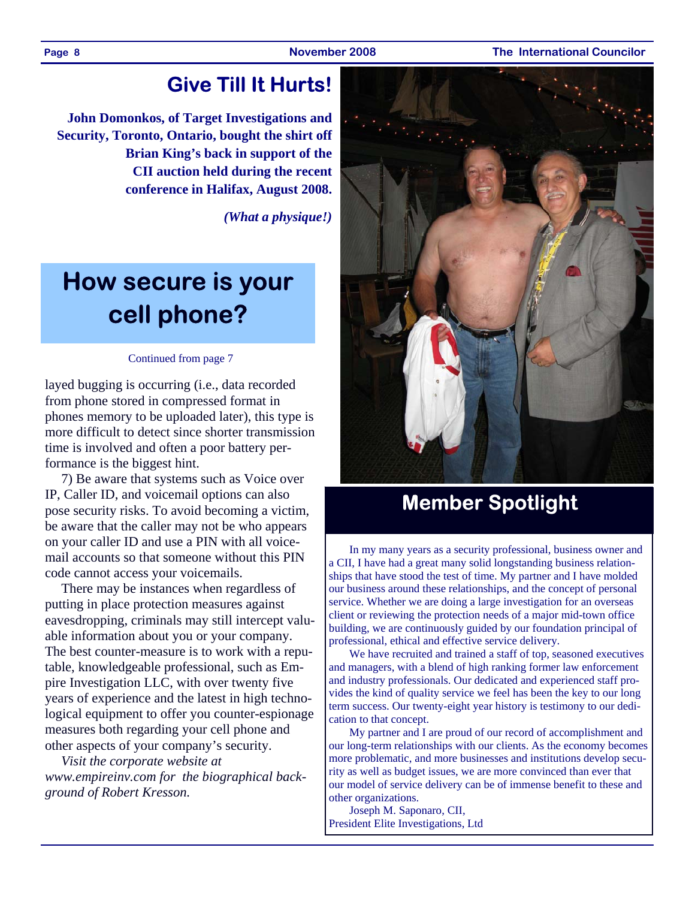## Give Till It Hurts!

**John Domonkos, of Target Investigations and Security, Toronto, Ontario, bought the shirt off Brian King's back in support of the CII auction held during the recent conference in Halifax, August 2008.**

***(What a physique!)***

## How secure is your cell phone?

Continued from page 7

layed bugging is occurring (i.e., data recorded from phone stored in compressed format in phones memory to be uploaded later), this type is more difficult to detect since shorter transmission time is involved and often a poor battery performance is the biggest hint.

7) Be aware that systems such as Voice over IP, Caller ID, and voicemail options can also pose security risks. To avoid becoming a victim, be aware that the caller may not be who appears on your caller ID and use a PIN with all voicemail accounts so that someone without this PIN code cannot access your voicemails.

There may be instances when regardless of putting in place protection measures against eavesdropping, criminals may still intercept valuable information about you or your company. The best counter-measure is to work with a reputable, knowledgeable professional, such as Empire Investigation LLC, with over twenty five years of experience and the latest in high technological equipment to offer you counter-espionage measures both regarding your cell phone and other aspects of your company's security.

*Visit the corporate website at www.empireinv.com for the biographical background of Robert Kresson.*

## Member Spotlight

In my many years as a security professional, business owner and a CII, I have had a great many solid longstanding business relationships that have stood the test of time. My partner and I have molded our business around these relationships, and the concept of personal service. Whether we are doing a large investigation for an overseas client or reviewing the protection needs of a major mid-town office building, we are continuously guided by our foundation principal of professional, ethical and effective service delivery.

We have recruited and trained a staff of top, seasoned executives and managers, with a blend of high ranking former law enforcement and industry professionals. Our dedicated and experienced staff provides the kind of quality service we feel has been the key to our long term success. Our twenty-eight year history is testimony to our dedication to that concept.

My partner and I are proud of our record of accomplishment and our long-term relationships with our clients. As the economy becomes more problematic, and more businesses and institutions develop security as well as budget issues, we are more convinced than ever that our model of service delivery can be of immense benefit to these and other organizations.

Joseph M. Saponaro, CII,
President Elite Investigations, Ltd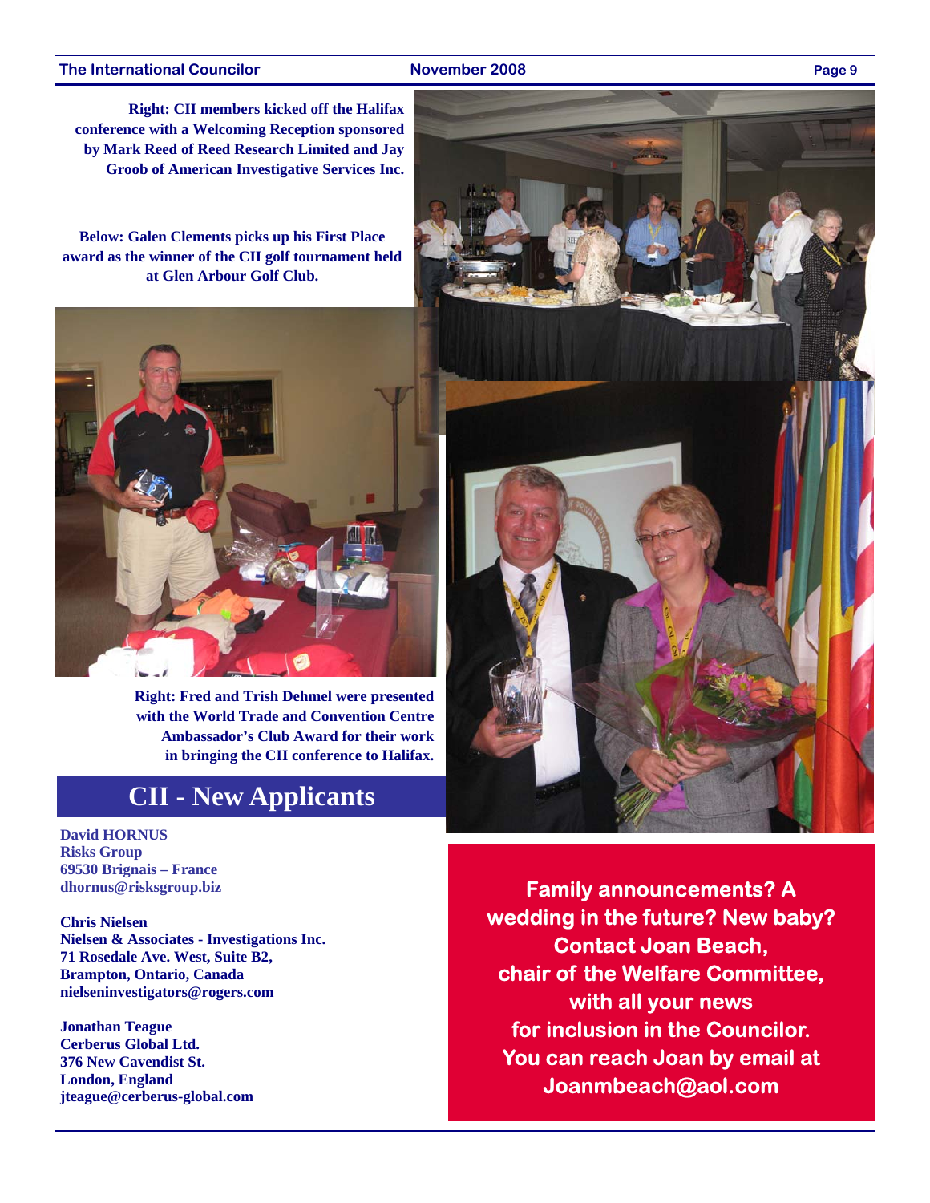**Right: CII members kicked off the Halifax conference with a Welcoming Reception sponsored by Mark Reed of Reed Research Limited and Jay Groob of American Investigative Services Inc.**

**Below: Galen Clements picks up his First Place award as the winner of the CII golf tournament held at Glen Arbour Golf Club.**

**Right: Fred and Trish Dehmel were presented with the World Trade and Convention Centre Ambassador's Club Award for their work in bringing the CII conference to Halifax.**

## CII - New Applicants

**David HORNUS**
**Risks Group**
**69530 Brignais – France**
**dhornus@risksgroup.biz**

**Chris Nielsen**
**Nielsen & Associates - Investigations Inc.**
**71 Rosedale Ave. West, Suite B2,**
**Brampton, Ontario, Canada**
**nielseninvestigators@rogers.com**

**Jonathan Teague**
**Cerberus Global Ltd.**
**376 New Cavendist St.**
**London, England**
**jteague@cerberus-global.com**

**Family announcements? A wedding in the future? New baby? Contact Joan Beach, chair of the Welfare Committee, with all your news for inclusion in the Councilor. You can reach Joan by email at Joanmbeach@aol.com**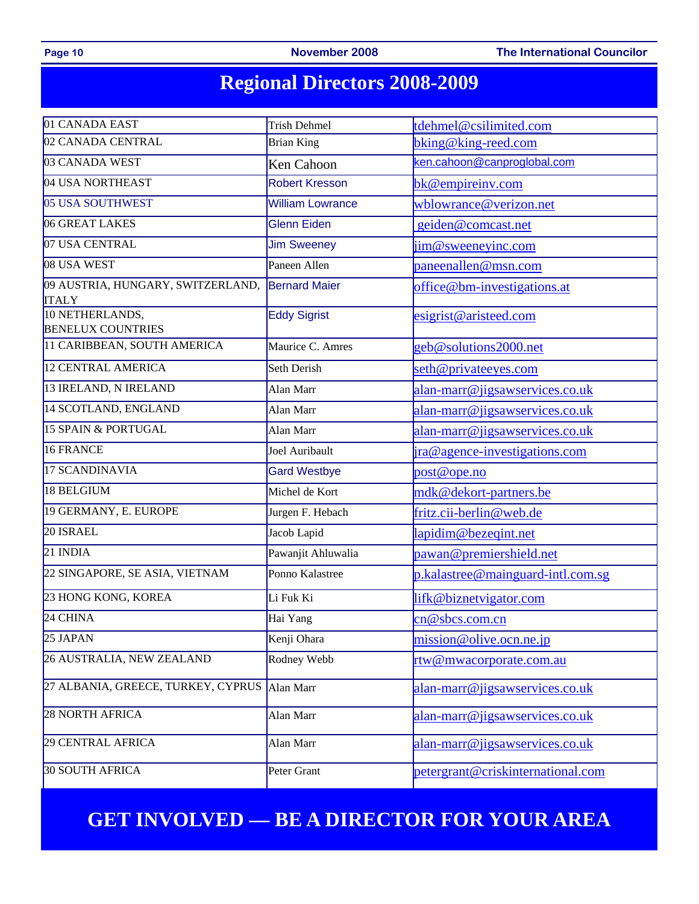# Regional Directors 2008-2009

| Region | Director | Email |
|---|---|---|
| 01 CANADA EAST | Trish Dehmel | tdehmel@csilimited.com |
| 02 CANADA CENTRAL | Brian King | bking@king-reed.com |
| 03 CANADA WEST | Ken Cahoon | ken.cahoon@canproglobal.com |
| 04 USA NORTHEAST | Robert Kresson | bk@empireinv.com |
| 05 USA SOUTHWEST | William Lowrance | wblowrance@verizon.net |
| 06 GREAT LAKES | Glenn Eiden | geiden@comcast.net |
| 07 USA CENTRAL | Jim Sweeney | jim@sweeneyinc.com |
| 08 USA WEST | Paneen Allen | paneenallen@msn.com |
| 09 AUSTRIA, HUNGARY, SWITZERLAND, ITALY | Bernard Maier | office@bm-investigations.at |
| 10 NETHERLANDS, BENELUX COUNTRIES | Eddy Sigrist | esigrist@aristeed.com |
| 11 CARIBBEAN, SOUTH AMERICA | Maurice C. Amres | geb@solutions2000.net |
| 12 CENTRAL AMERICA | Seth Derish | seth@privateeyes.com |
| 13 IRELAND, N IRELAND | Alan Marr | alan-marr@jigsawservices.co.uk |
| 14 SCOTLAND, ENGLAND | Alan Marr | alan-marr@jigsawservices.co.uk |
| 15 SPAIN & PORTUGAL | Alan Marr | alan-marr@jigsawservices.co.uk |
| 16 FRANCE | Joel Auribault | jra@agence-investigations.com |
| 17 SCANDINAVIA | Gard Westbye | post@ope.no |
| 18 BELGIUM | Michel de Kort | mdk@dekort-partners.be |
| 19 GERMANY, E. EUROPE | Jurgen F. Hebach | fritz.cii-berlin@web.de |
| 20 ISRAEL | Jacob Lapid | lapidim@bezeqint.net |
| 21 INDIA | Pawanjit Ahluwalia | pawan@premiershield.net |
| 22 SINGAPORE, SE ASIA, VIETNAM | Ponno Kalastree | p.kalastree@mainguard-intl.com.sg |
| 23 HONG KONG, KOREA | Li Fuk Ki | lifk@biznetvigator.com |
| 24 CHINA | Hai Yang | cn@sbcs.com.cn |
| 25 JAPAN | Kenji Ohara | mission@olive.ocn.ne.jp |
| 26 AUSTRALIA, NEW ZEALAND | Rodney Webb | rtw@mwacorporate.com.au |
| 27 ALBANIA, GREECE, TURKEY, CYPRUS | Alan Marr | alan-marr@jigsawservices.co.uk |
| 28 NORTH AFRICA | Alan Marr | alan-marr@jigsawservices.co.uk |
| 29 CENTRAL AFRICA | Alan Marr | alan-marr@jigsawservices.co.uk |
| 30 SOUTH AFRICA | Peter Grant | petergrant@criskinternational.com |

## GET INVOLVED — BE A DIRECTOR FOR YOUR AREA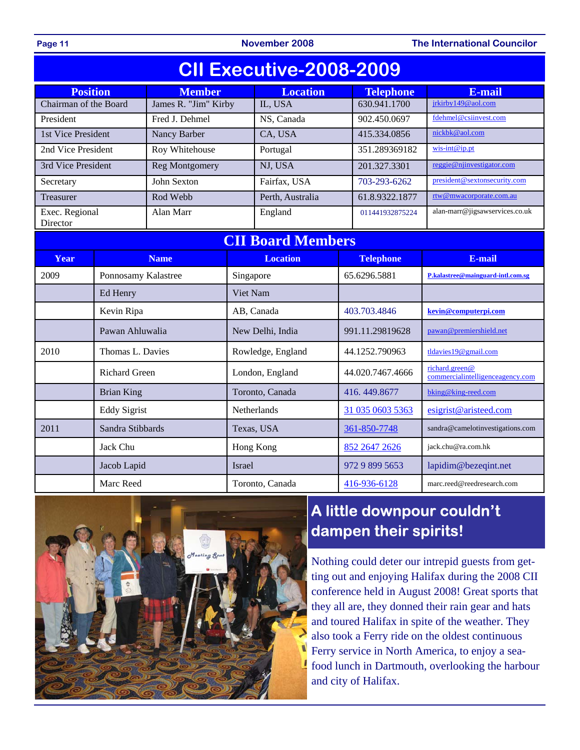# CII Executive-2008-2009

| Position | Member | Location | Telephone | E-mail |
|---|---|---|---|---|
| Chairman of the Board | James R. "Jim" Kirby | IL, USA | 630.941.1700 | jrkirby149@aol.com |
| President | Fred J. Dehmel | NS, Canada | 902.450.0697 | fdehmel@csiinvest.com |
| 1st Vice President | Nancy Barber | CA, USA | 415.334.0856 | nickbk@aol.com |
| 2nd Vice President | Roy Whitehouse | Portugal | 351.289369182 | wis-int@ip.pt |
| 3rd Vice President | Reg Montgomery | NJ, USA | 201.327.3301 | reggie@njinvestigator.com |
| Secretary | John Sexton | Fairfax, USA | 703-293-6262 | president@sextonsecurity.com |
| Treasurer | Rod Webb | Perth, Australia | 61.8.9322.1877 | rtw@mwacorporate.com.au |
| Exec. Regional Director | Alan Marr | England | 011441932875224 | alan-marr@jigsawservices.co.uk |

## CII Board Members

| Year | Name | Location | Telephone | E-mail |
|---|---|---|---|---|
| 2009 | Ponnosamy Kalastree | Singapore | 65.6296.5881 | P.kalastree@mainguard-intl.com.sg |
| | Ed Henry | Viet Nam | | |
| | Kevin Ripa | AB, Canada | 403.703.4846 | kevin@computerpi.com |
| | Pawan Ahluwalia | New Delhi, India | 991.11.29819628 | pawan@premiershield.net |
| 2010 | Thomas L. Davies | Rowledge, England | 44.1252.790963 | tldavies19@gmail.com |
| | Richard Green | London, England | 44.020.7467.4666 | richard.green@commercialintelligenceagency.com |
| | Brian King | Toronto, Canada | 416. 449.8677 | bking@king-reed.com |
| | Eddy Sigrist | Netherlands | 31 035 0603 5363 | esigrist@aristeed.com |
| 2011 | Sandra Stibbards | Texas, USA | 361-850-7748 | sandra@camelotinvestigations.com |
| | Jack Chu | Hong Kong | 852 2647 2626 | jack.chu@ra.com.hk |
| | Jacob Lapid | Israel | 972 9 899 5653 | lapidim@bezeqint.net |
| | Marc Reed | Toronto, Canada | 416-936-6128 | marc.reed@reedresearch.com |

## A little downpour couldn't dampen their spirits!

Nothing could deter our intrepid guests from getting out and enjoying Halifax during the 2008 CII conference held in August 2008! Great sports that they all are, they donned their rain gear and hats and toured Halifax in spite of the weather. They also took a Ferry ride on the oldest continuous Ferry service in North America, to enjoy a seafood lunch in Dartmouth, overlooking the harbour and city of Halifax.